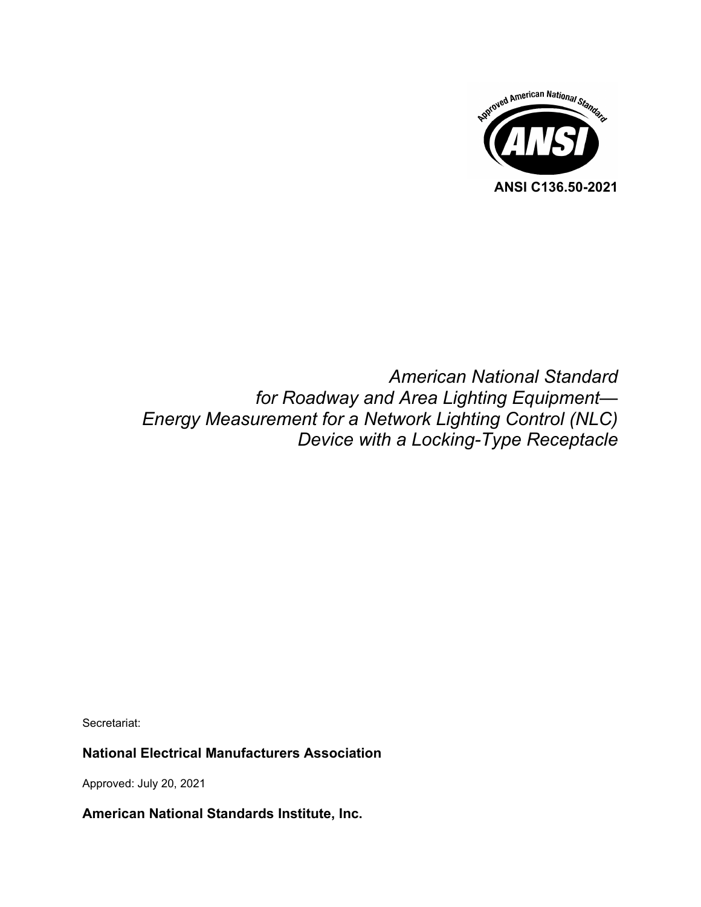ANSI C136.50-2021

*American National Standard*
*for Roadway and Area Lighting Equipment—*
*Energy Measurement for a Network Lighting Control (NLC)*
*Device with a Locking-Type Receptacle*

Secretariat:

**National Electrical Manufacturers Association**

Approved: July 20, 2021

**American National Standards Institute, Inc.**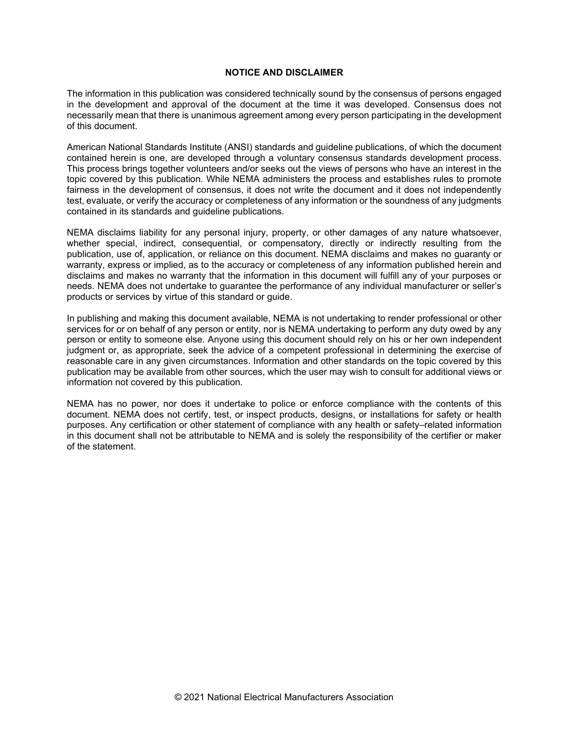## NOTICE AND DISCLAIMER

The information in this publication was considered technically sound by the consensus of persons engaged in the development and approval of the document at the time it was developed. Consensus does not necessarily mean that there is unanimous agreement among every person participating in the development of this document.

American National Standards Institute (ANSI) standards and guideline publications, of which the document contained herein is one, are developed through a voluntary consensus standards development process. This process brings together volunteers and/or seeks out the views of persons who have an interest in the topic covered by this publication. While NEMA administers the process and establishes rules to promote fairness in the development of consensus, it does not write the document and it does not independently test, evaluate, or verify the accuracy or completeness of any information or the soundness of any judgments contained in its standards and guideline publications.

NEMA disclaims liability for any personal injury, property, or other damages of any nature whatsoever, whether special, indirect, consequential, or compensatory, directly or indirectly resulting from the publication, use of, application, or reliance on this document. NEMA disclaims and makes no guaranty or warranty, express or implied, as to the accuracy or completeness of any information published herein and disclaims and makes no warranty that the information in this document will fulfill any of your purposes or needs. NEMA does not undertake to guarantee the performance of any individual manufacturer or seller's products or services by virtue of this standard or guide.

In publishing and making this document available, NEMA is not undertaking to render professional or other services for or on behalf of any person or entity, nor is NEMA undertaking to perform any duty owed by any person or entity to someone else. Anyone using this document should rely on his or her own independent judgment or, as appropriate, seek the advice of a competent professional in determining the exercise of reasonable care in any given circumstances. Information and other standards on the topic covered by this publication may be available from other sources, which the user may wish to consult for additional views or information not covered by this publication.

NEMA has no power, nor does it undertake to police or enforce compliance with the contents of this document. NEMA does not certify, test, or inspect products, designs, or installations for safety or health purposes. Any certification or other statement of compliance with any health or safety–related information in this document shall not be attributable to NEMA and is solely the responsibility of the certifier or maker of the statement.

© 2021 National Electrical Manufacturers Association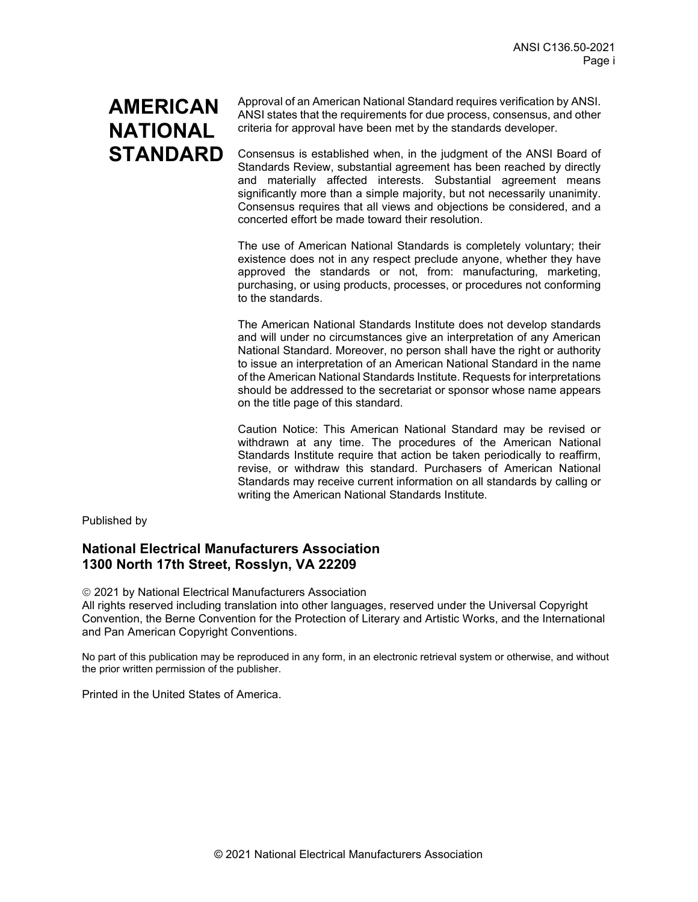# AMERICAN NATIONAL STANDARD

Approval of an American National Standard requires verification by ANSI. ANSI states that the requirements for due process, consensus, and other criteria for approval have been met by the standards developer.

Consensus is established when, in the judgment of the ANSI Board of Standards Review, substantial agreement has been reached by directly and materially affected interests. Substantial agreement means significantly more than a simple majority, but not necessarily unanimity. Consensus requires that all views and objections be considered, and a concerted effort be made toward their resolution.

The use of American National Standards is completely voluntary; their existence does not in any respect preclude anyone, whether they have approved the standards or not, from: manufacturing, marketing, purchasing, or using products, processes, or procedures not conforming to the standards.

The American National Standards Institute does not develop standards and will under no circumstances give an interpretation of any American National Standard. Moreover, no person shall have the right or authority to issue an interpretation of an American National Standard in the name of the American National Standards Institute. Requests for interpretations should be addressed to the secretariat or sponsor whose name appears on the title page of this standard.

Caution Notice: This American National Standard may be revised or withdrawn at any time. The procedures of the American National Standards Institute require that action be taken periodically to reaffirm, revise, or withdraw this standard. Purchasers of American National Standards may receive current information on all standards by calling or writing the American National Standards Institute.

Published by

**National Electrical Manufacturers Association**
**1300 North 17th Street, Rosslyn, VA 22209**

© 2021 by National Electrical Manufacturers Association
All rights reserved including translation into other languages, reserved under the Universal Copyright Convention, the Berne Convention for the Protection of Literary and Artistic Works, and the International and Pan American Copyright Conventions.

No part of this publication may be reproduced in any form, in an electronic retrieval system or otherwise, and without the prior written permission of the publisher.

Printed in the United States of America.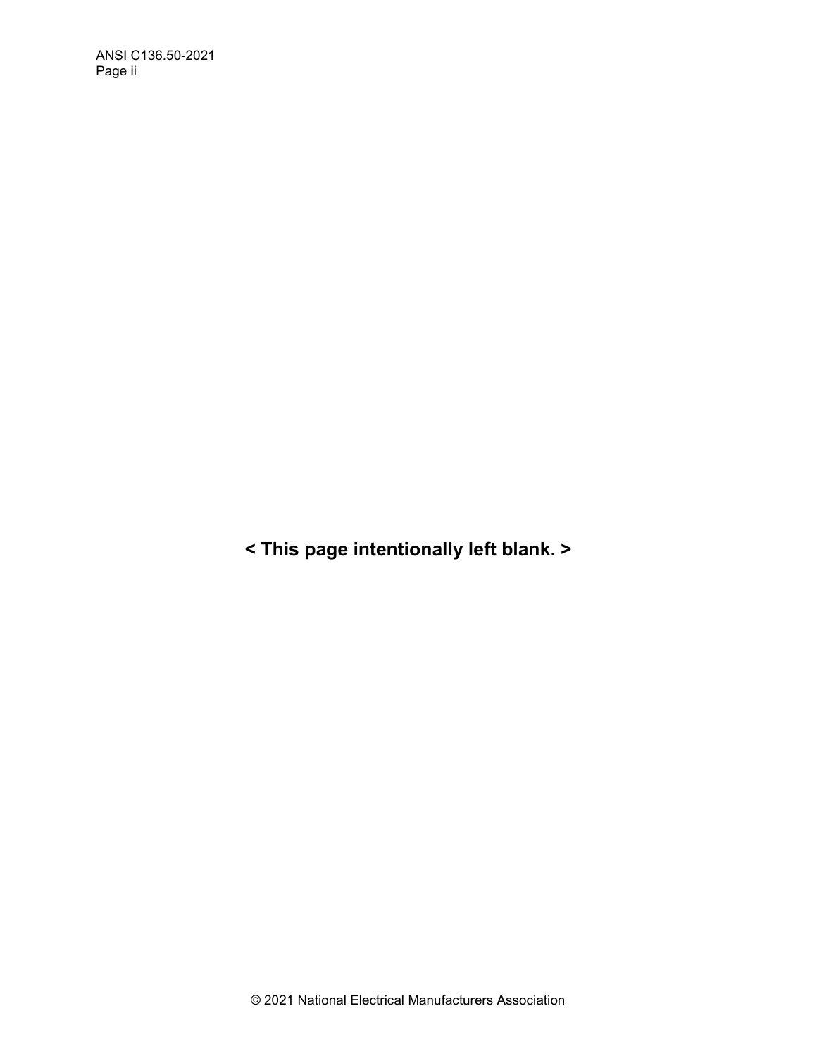< This page intentionally left blank. >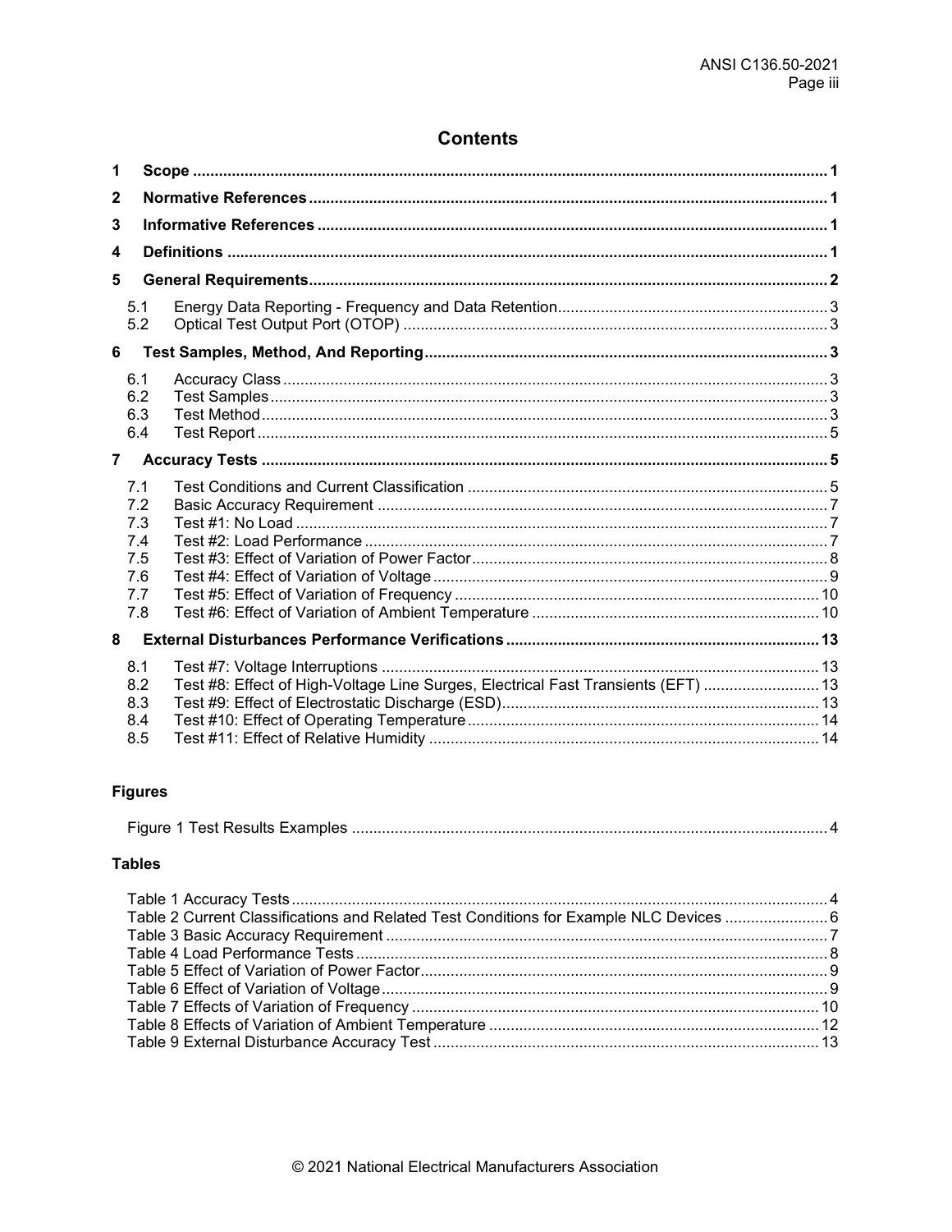# Contents

| | | |
|---|---|---|
| **1** | **Scope** | **1** |
| **2** | **Normative References** | **1** |
| **3** | **Informative References** | **1** |
| **4** | **Definitions** | **1** |
| **5** | **General Requirements** | **2** |
| 5.1 | Energy Data Reporting - Frequency and Data Retention | 3 |
| 5.2 | Optical Test Output Port (OTOP) | 3 |
| **6** | **Test Samples, Method, And Reporting** | **3** |
| 6.1 | Accuracy Class | 3 |
| 6.2 | Test Samples | 3 |
| 6.3 | Test Method | 3 |
| 6.4 | Test Report | 5 |
| **7** | **Accuracy Tests** | **5** |
| 7.1 | Test Conditions and Current Classification | 5 |
| 7.2 | Basic Accuracy Requirement | 7 |
| 7.3 | Test #1: No Load | 7 |
| 7.4 | Test #2: Load Performance | 7 |
| 7.5 | Test #3: Effect of Variation of Power Factor | 8 |
| 7.6 | Test #4: Effect of Variation of Voltage | 9 |
| 7.7 | Test #5: Effect of Variation of Frequency | 10 |
| 7.8 | Test #6: Effect of Variation of Ambient Temperature | 10 |
| **8** | **External Disturbances Performance Verifications** | **13** |
| 8.1 | Test #7: Voltage Interruptions | 13 |
| 8.2 | Test #8: Effect of High-Voltage Line Surges, Electrical Fast Transients (EFT) | 13 |
| 8.3 | Test #9: Effect of Electrostatic Discharge (ESD) | 13 |
| 8.4 | Test #10: Effect of Operating Temperature | 14 |
| 8.5 | Test #11: Effect of Relative Humidity | 14 |

## Figures

| | |
|---|---|
| Figure 1 Test Results Examples | 4 |

## Tables

| | |
|---|---|
| Table 1 Accuracy Tests | 4 |
| Table 2 Current Classifications and Related Test Conditions for Example NLC Devices | 6 |
| Table 3 Basic Accuracy Requirement | 7 |
| Table 4 Load Performance Tests | 8 |
| Table 5 Effect of Variation of Power Factor | 9 |
| Table 6 Effect of Variation of Voltage | 9 |
| Table 7 Effects of Variation of Frequency | 10 |
| Table 8 Effects of Variation of Ambient Temperature | 12 |
| Table 9 External Disturbance Accuracy Test | 13 |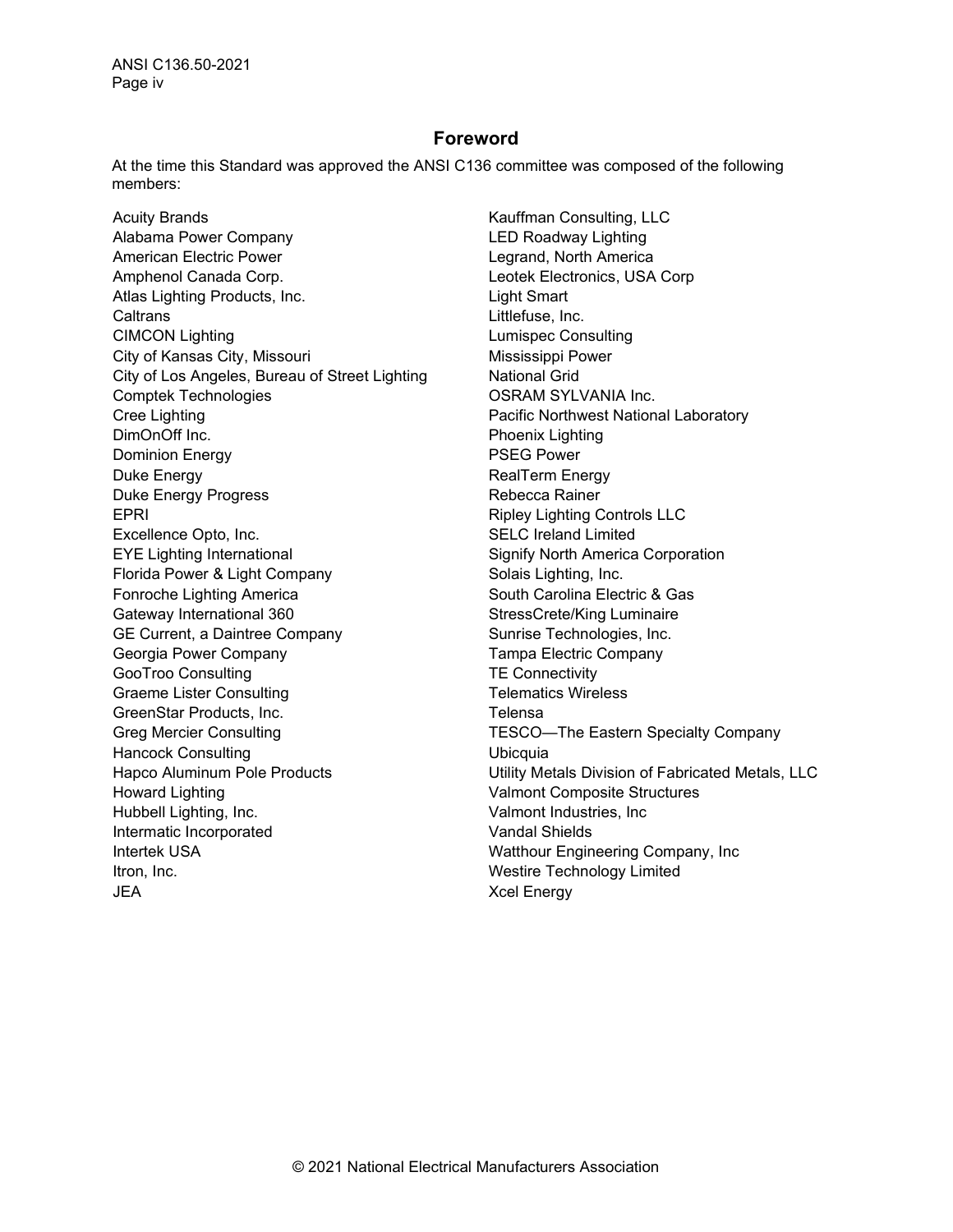## Foreword

At the time this Standard was approved the ANSI C136 committee was composed of the following members:

Acuity Brands
Alabama Power Company
American Electric Power
Amphenol Canada Corp.
Atlas Lighting Products, Inc.
Caltrans
CIMCON Lighting
City of Kansas City, Missouri
City of Los Angeles, Bureau of Street Lighting
Comptek Technologies
Cree Lighting
DimOnOff Inc.
Dominion Energy
Duke Energy
Duke Energy Progress
EPRI
Excellence Opto, Inc.
EYE Lighting International
Florida Power & Light Company
Fonroche Lighting America
Gateway International 360
GE Current, a Daintree Company
Georgia Power Company
GooTroo Consulting
Graeme Lister Consulting
GreenStar Products, Inc.
Greg Mercier Consulting
Hancock Consulting
Hapco Aluminum Pole Products
Howard Lighting
Hubbell Lighting, Inc.
Intermatic Incorporated
Intertek USA
Itron, Inc.
JEA
Kauffman Consulting, LLC
LED Roadway Lighting
Legrand, North America
Leotek Electronics, USA Corp
Light Smart
Littlefuse, Inc.
Lumispec Consulting
Mississippi Power
National Grid
OSRAM SYLVANIA Inc.
Pacific Northwest National Laboratory
Phoenix Lighting
PSEG Power
RealTerm Energy
Rebecca Rainer
Ripley Lighting Controls LLC
SELC Ireland Limited
Signify North America Corporation
Solais Lighting, Inc.
South Carolina Electric & Gas
StressCrete/King Luminaire
Sunrise Technologies, Inc.
Tampa Electric Company
TE Connectivity
Telematics Wireless
Telensa
TESCO—The Eastern Specialty Company
Ubicquia
Utility Metals Division of Fabricated Metals, LLC
Valmont Composite Structures
Valmont Industries, Inc
Vandal Shields
Watthour Engineering Company, Inc
Westire Technology Limited
Xcel Energy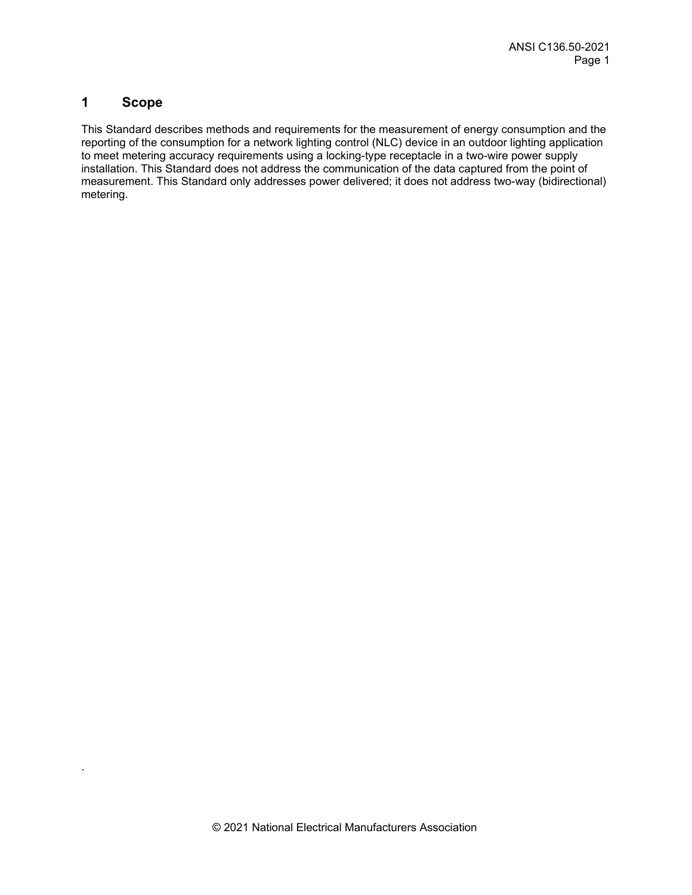# 1 Scope

This Standard describes methods and requirements for the measurement of energy consumption and the reporting of the consumption for a network lighting control (NLC) device in an outdoor lighting application to meet metering accuracy requirements using a locking-type receptacle in a two-wire power supply installation. This Standard does not address the communication of the data captured from the point of measurement. This Standard only addresses power delivered; it does not address two-way (bidirectional) metering.